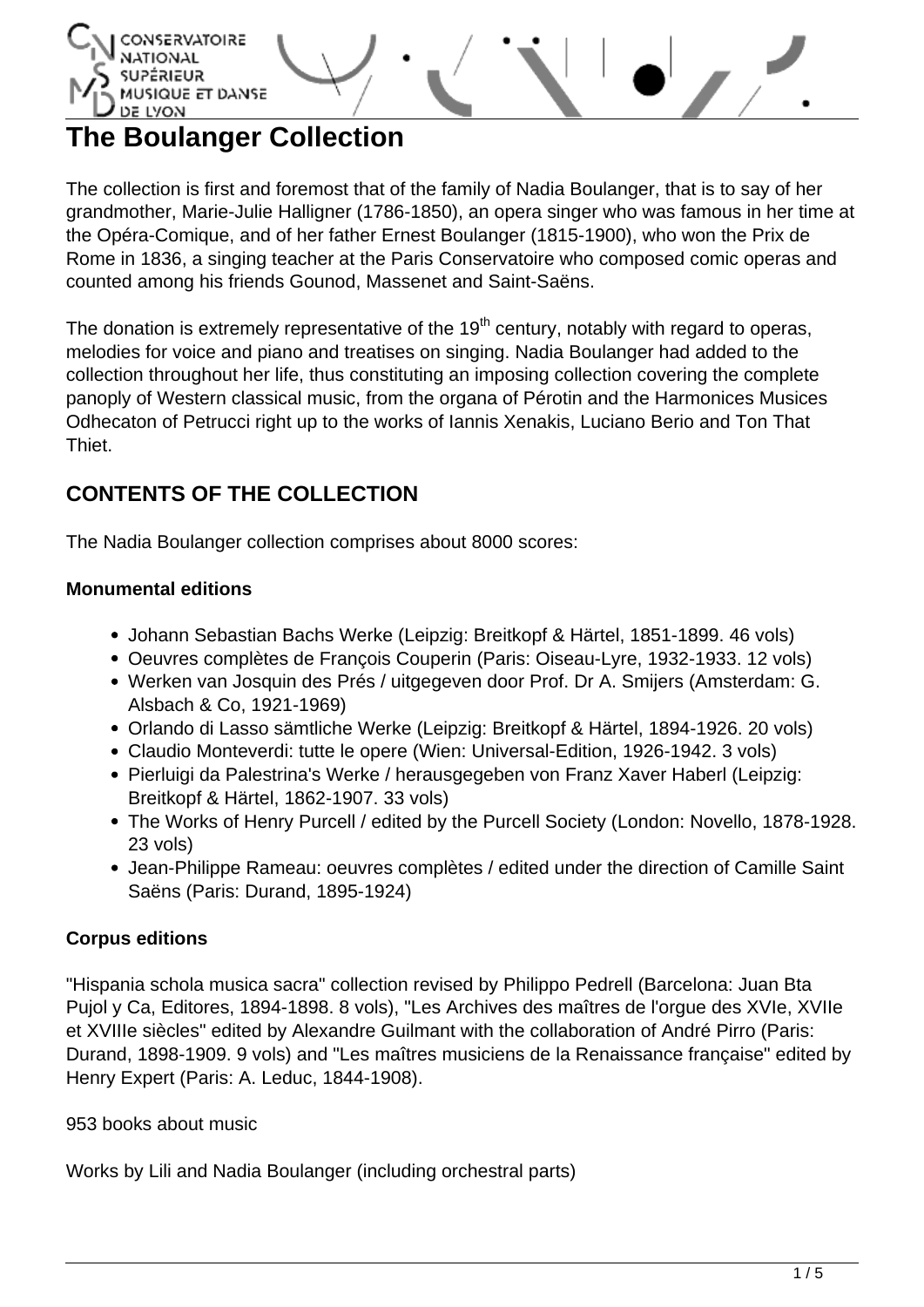# The Boulanger Collection

The collection is first and foremost that of the family of Nadia Boulanger, that is to say of her grandmother, Marie-Julie Halligner (1786-1850), an opera singer who was famous in her time at the Opéra-Comique, and of her father Ernest Boulanger (1815-1900), who won the Prix de Rome in 1836, a singing teacher at the Paris Conservatoire who composed comic operas and counted among his friends Gounod, Massenet and Saint-Saëns.

The donation is extremely representative of the 19th century, notably with regard to operas, melodies for voice and piano and treatises on singing. Nadia Boulanger had added to the collection throughout her life, thus constituting an imposing collection covering the complete panoply of Western classical music, from the organa of Pérotin and the Harmonices Musices Odhecaton of Petrucci right up to the works of Iannis Xenakis, Luciano Berio and Ton That Thiet.

## CONTENTS OF THE COLLECTION

The Nadia Boulanger collection comprises about 8000 scores:

**Monumental editions**

- Johann Sebastian Bachs Werke (Leipzig: Breitkopf & Härtel, 1851-1899. 46 vols)
- Oeuvres complètes de François Couperin (Paris: Oiseau-Lyre, 1932-1933. 12 vols)
- Werken van Josquin des Prés / uitgegeven door Prof. Dr A. Smijers (Amsterdam: G. Alsbach & Co, 1921-1969)
- Orlando di Lasso sämtliche Werke (Leipzig: Breitkopf & Härtel, 1894-1926. 20 vols)
- Claudio Monteverdi: tutte le opere (Wien: Universal-Edition, 1926-1942. 3 vols)
- Pierluigi da Palestrina's Werke / herausgegeben von Franz Xaver Haberl (Leipzig: Breitkopf & Härtel, 1862-1907. 33 vols)
- The Works of Henry Purcell / edited by the Purcell Society (London: Novello, 1878-1928. 23 vols)
- Jean-Philippe Rameau: oeuvres complètes / edited under the direction of Camille Saint Saëns (Paris: Durand, 1895-1924)

**Corpus editions**

"Hispania schola musica sacra" collection revised by Philippo Pedrell (Barcelona: Juan Bta Pujol y Ca, Editores, 1894-1898. 8 vols), "Les Archives des maîtres de l'orgue des XVIe, XVIIe et XVIIIe siècles" edited by Alexandre Guilmant with the collaboration of André Pirro (Paris: Durand, 1898-1909. 9 vols) and "Les maîtres musiciens de la Renaissance française" edited by Henry Expert (Paris: A. Leduc, 1844-1908).

953 books about music

Works by Lili and Nadia Boulanger (including orchestral parts)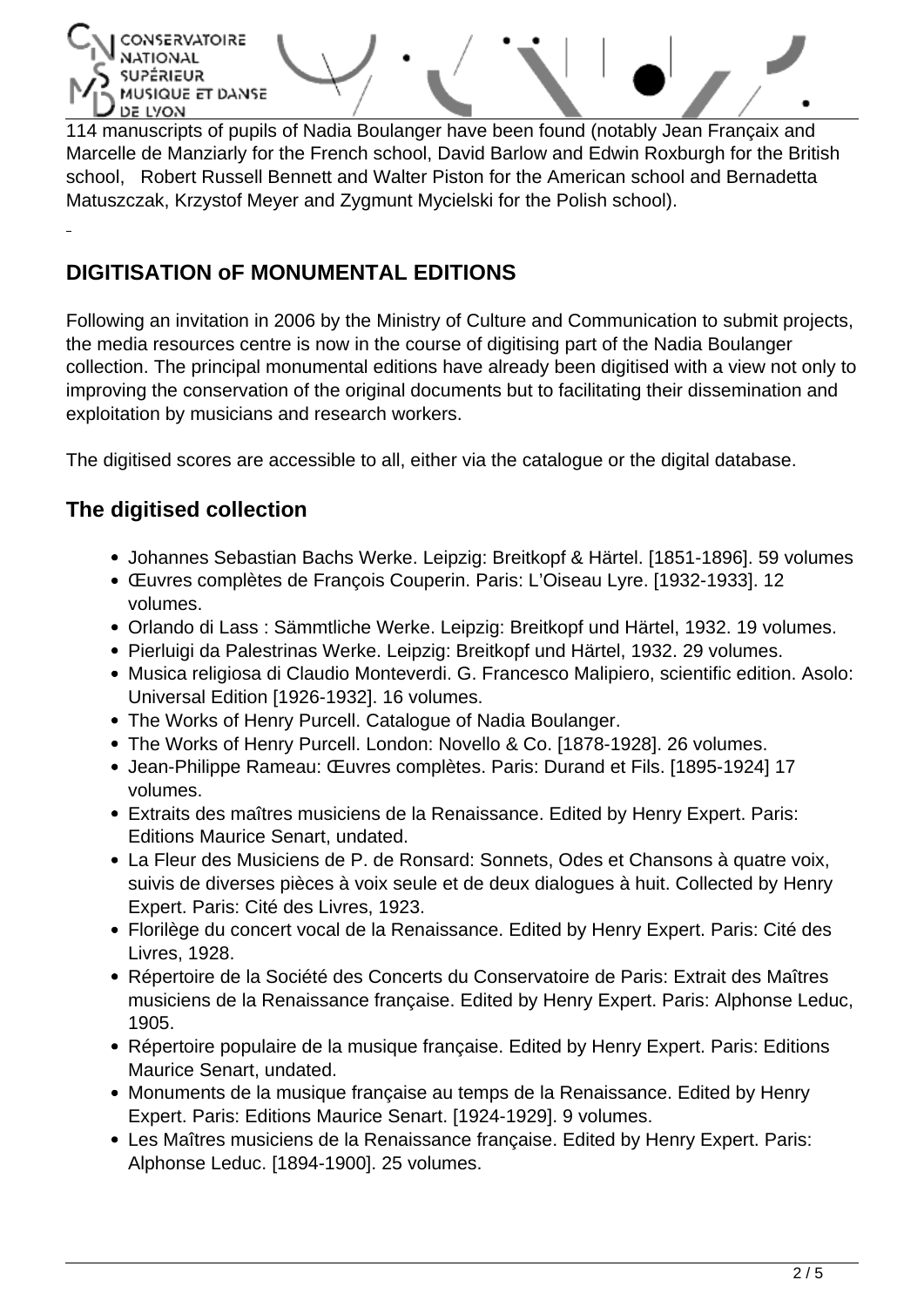114 manuscripts of pupils of Nadia Boulanger have been found (notably Jean Françaix and Marcelle de Manziarly for the French school, David Barlow and Edwin Roxburgh for the British school, Robert Russell Bennett and Walter Piston for the American school and Bernadetta Matuszczak, Krzystof Meyer and Zygmunt Mycielski for the Polish school).

## DIGITISATION oF MONUMENTAL EDITIONS

Following an invitation in 2006 by the Ministry of Culture and Communication to submit projects, the media resources centre is now in the course of digitising part of the Nadia Boulanger collection. The principal monumental editions have already been digitised with a view not only to improving the conservation of the original documents but to facilitating their dissemination and exploitation by musicians and research workers.

The digitised scores are accessible to all, either via the catalogue or the digital database.

### The digitised collection

- Johannes Sebastian Bachs Werke. Leipzig: Breitkopf & Härtel. [1851-1896]. 59 volumes
- Œuvres complètes de François Couperin. Paris: L'Oiseau Lyre. [1932-1933]. 12 volumes.
- Orlando di Lass : Sämmtliche Werke. Leipzig: Breitkopf und Härtel, 1932. 19 volumes.
- Pierluigi da Palestrinas Werke. Leipzig: Breitkopf und Härtel, 1932. 29 volumes.
- Musica religiosa di Claudio Monteverdi. G. Francesco Malipiero, scientific edition. Asolo: Universal Edition [1926-1932]. 16 volumes.
- The Works of Henry Purcell. Catalogue of Nadia Boulanger.
- The Works of Henry Purcell. London: Novello & Co. [1878-1928]. 26 volumes.
- Jean-Philippe Rameau: Œuvres complètes. Paris: Durand et Fils. [1895-1924] 17 volumes.
- Extraits des maîtres musiciens de la Renaissance. Edited by Henry Expert. Paris: Editions Maurice Senart, undated.
- La Fleur des Musiciens de P. de Ronsard: Sonnets, Odes et Chansons à quatre voix, suivis de diverses pièces à voix seule et de deux dialogues à huit. Collected by Henry Expert. Paris: Cité des Livres, 1923.
- Florilège du concert vocal de la Renaissance. Edited by Henry Expert. Paris: Cité des Livres, 1928.
- Répertoire de la Société des Concerts du Conservatoire de Paris: Extrait des Maîtres musiciens de la Renaissance française. Edited by Henry Expert. Paris: Alphonse Leduc, 1905.
- Répertoire populaire de la musique française. Edited by Henry Expert. Paris: Editions Maurice Senart, undated.
- Monuments de la musique française au temps de la Renaissance. Edited by Henry Expert. Paris: Editions Maurice Senart. [1924-1929]. 9 volumes.
- Les Maîtres musiciens de la Renaissance française. Edited by Henry Expert. Paris: Alphonse Leduc. [1894-1900]. 25 volumes.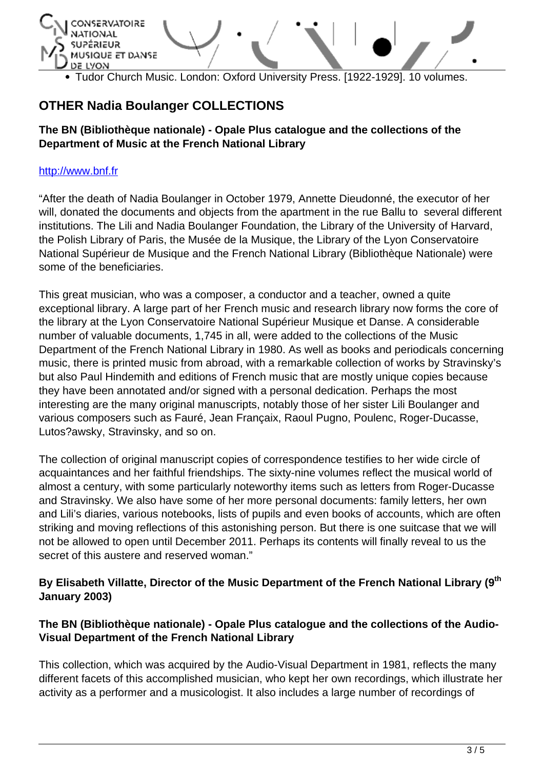- Tudor Church Music. London: Oxford University Press. [1922-1929]. 10 volumes.

## OTHER Nadia Boulanger COLLECTIONS

**The BN (Bibliothèque nationale) - Opale Plus catalogue and the collections of the Department of Music at the French National Library**

http://www.bnf.fr

"After the death of Nadia Boulanger in October 1979, Annette Dieudonné, the executor of her will, donated the documents and objects from the apartment in the rue Ballu to several different institutions. The Lili and Nadia Boulanger Foundation, the Library of the University of Harvard, the Polish Library of Paris, the Musée de la Musique, the Library of the Lyon Conservatoire National Supérieur de Musique and the French National Library (Bibliothèque Nationale) were some of the beneficiaries.

This great musician, who was a composer, a conductor and a teacher, owned a quite exceptional library. A large part of her French music and research library now forms the core of the library at the Lyon Conservatoire National Supérieur Musique et Danse. A considerable number of valuable documents, 1,745 in all, were added to the collections of the Music Department of the French National Library in 1980. As well as books and periodicals concerning music, there is printed music from abroad, with a remarkable collection of works by Stravinsky's but also Paul Hindemith and editions of French music that are mostly unique copies because they have been annotated and/or signed with a personal dedication. Perhaps the most interesting are the many original manuscripts, notably those of her sister Lili Boulanger and various composers such as Fauré, Jean Françaix, Raoul Pugno, Poulenc, Roger-Ducasse, Lutos?awsky, Stravinsky, and so on.

The collection of original manuscript copies of correspondence testifies to her wide circle of acquaintances and her faithful friendships. The sixty-nine volumes reflect the musical world of almost a century, with some particularly noteworthy items such as letters from Roger-Ducasse and Stravinsky. We also have some of her more personal documents: family letters, her own and Lili's diaries, various notebooks, lists of pupils and even books of accounts, which are often striking and moving reflections of this astonishing person. But there is one suitcase that we will not be allowed to open until December 2011. Perhaps its contents will finally reveal to us the secret of this austere and reserved woman."

**By Elisabeth Villatte, Director of the Music Department of the French National Library (9th January 2003)**

**The BN (Bibliothèque nationale) - Opale Plus catalogue and the collections of the Audio-Visual Department of the French National Library**

This collection, which was acquired by the Audio-Visual Department in 1981, reflects the many different facets of this accomplished musician, who kept her own recordings, which illustrate her activity as a performer and a musicologist. It also includes a large number of recordings of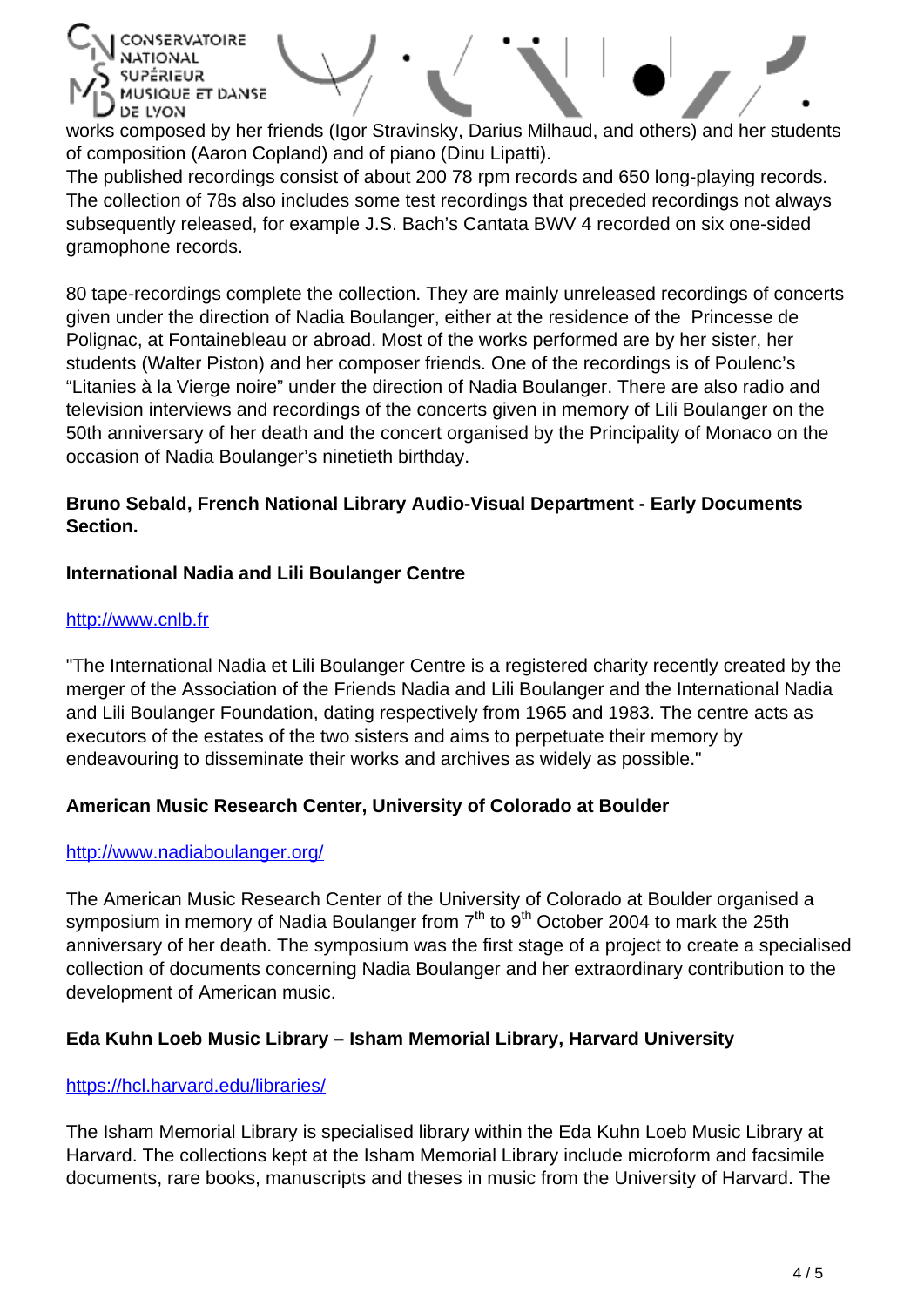works composed by her friends (Igor Stravinsky, Darius Milhaud, and others) and her students of composition (Aaron Copland) and of piano (Dinu Lipatti).
The published recordings consist of about 200 78 rpm records and 650 long-playing records. The collection of 78s also includes some test recordings that preceded recordings not always subsequently released, for example J.S. Bach's Cantata BWV 4 recorded on six one-sided gramophone records.

80 tape-recordings complete the collection. They are mainly unreleased recordings of concerts given under the direction of Nadia Boulanger, either at the residence of the Princesse de Polignac, at Fontainebleau or abroad. Most of the works performed are by her sister, her students (Walter Piston) and her composer friends. One of the recordings is of Poulenc's "Litanies à la Vierge noire" under the direction of Nadia Boulanger. There are also radio and television interviews and recordings of the concerts given in memory of Lili Boulanger on the 50th anniversary of her death and the concert organised by the Principality of Monaco on the occasion of Nadia Boulanger's ninetieth birthday.

**Bruno Sebald, French National Library Audio-Visual Department - Early Documents Section.**

**International Nadia and Lili Boulanger Centre**

http://www.cnlb.fr

"The International Nadia et Lili Boulanger Centre is a registered charity recently created by the merger of the Association of the Friends Nadia and Lili Boulanger and the International Nadia and Lili Boulanger Foundation, dating respectively from 1965 and 1983. The centre acts as executors of the estates of the two sisters and aims to perpetuate their memory by endeavouring to disseminate their works and archives as widely as possible."

**American Music Research Center, University of Colorado at Boulder**

http://www.nadiaboulanger.org/

The American Music Research Center of the University of Colorado at Boulder organised a symposium in memory of Nadia Boulanger from 7th to 9th October 2004 to mark the 25th anniversary of her death. The symposium was the first stage of a project to create a specialised collection of documents concerning Nadia Boulanger and her extraordinary contribution to the development of American music.

**Eda Kuhn Loeb Music Library – Isham Memorial Library, Harvard University**

https://hcl.harvard.edu/libraries/

The Isham Memorial Library is specialised library within the Eda Kuhn Loeb Music Library at Harvard. The collections kept at the Isham Memorial Library include microform and facsimile documents, rare books, manuscripts and theses in music from the University of Harvard. The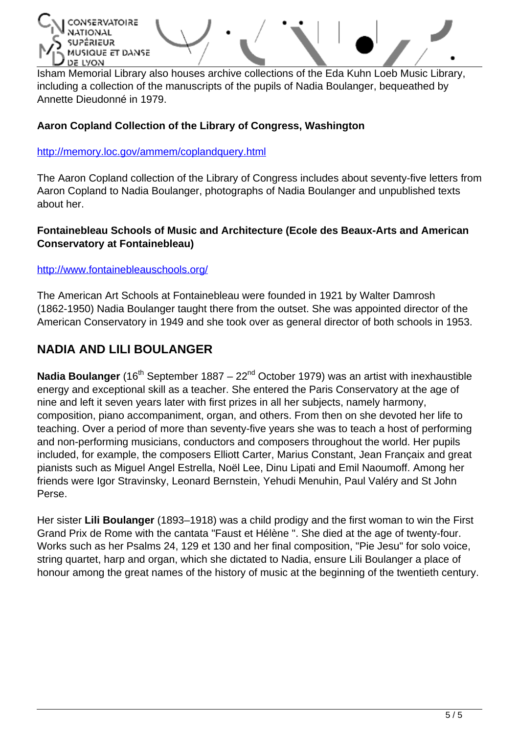Isham Memorial Library also houses archive collections of the Eda Kuhn Loeb Music Library, including a collection of the manuscripts of the pupils of Nadia Boulanger, bequeathed by Annette Dieudonné in 1979.

**Aaron Copland Collection of the Library of Congress, Washington**

http://memory.loc.gov/ammem/coplandquery.html

The Aaron Copland collection of the Library of Congress includes about seventy-five letters from Aaron Copland to Nadia Boulanger, photographs of Nadia Boulanger and unpublished texts about her.

**Fontainebleau Schools of Music and Architecture (Ecole des Beaux-Arts and American Conservatory at Fontainebleau)**

http://www.fontainebleauschools.org/

The American Art Schools at Fontainebleau were founded in 1921 by Walter Damrosh (1862-1950) Nadia Boulanger taught there from the outset. She was appointed director of the American Conservatory in 1949 and she took over as general director of both schools in 1953.

## NADIA AND LILI BOULANGER

**Nadia Boulanger** (16th September 1887 – 22nd October 1979) was an artist with inexhaustible energy and exceptional skill as a teacher. She entered the Paris Conservatory at the age of nine and left it seven years later with first prizes in all her subjects, namely harmony, composition, piano accompaniment, organ, and others. From then on she devoted her life to teaching. Over a period of more than seventy-five years she was to teach a host of performing and non-performing musicians, conductors and composers throughout the world. Her pupils included, for example, the composers Elliott Carter, Marius Constant, Jean Françaix and great pianists such as Miguel Angel Estrella, Noël Lee, Dinu Lipati and Emil Naoumoff. Among her friends were Igor Stravinsky, Leonard Bernstein, Yehudi Menuhin, Paul Valéry and St John Perse.

Her sister **Lili Boulanger** (1893–1918) was a child prodigy and the first woman to win the First Grand Prix de Rome with the cantata "Faust et Hélène ". She died at the age of twenty-four. Works such as her Psalms 24, 129 et 130 and her final composition, "Pie Jesu" for solo voice, string quartet, harp and organ, which she dictated to Nadia, ensure Lili Boulanger a place of honour among the great names of the history of music at the beginning of the twentieth century.